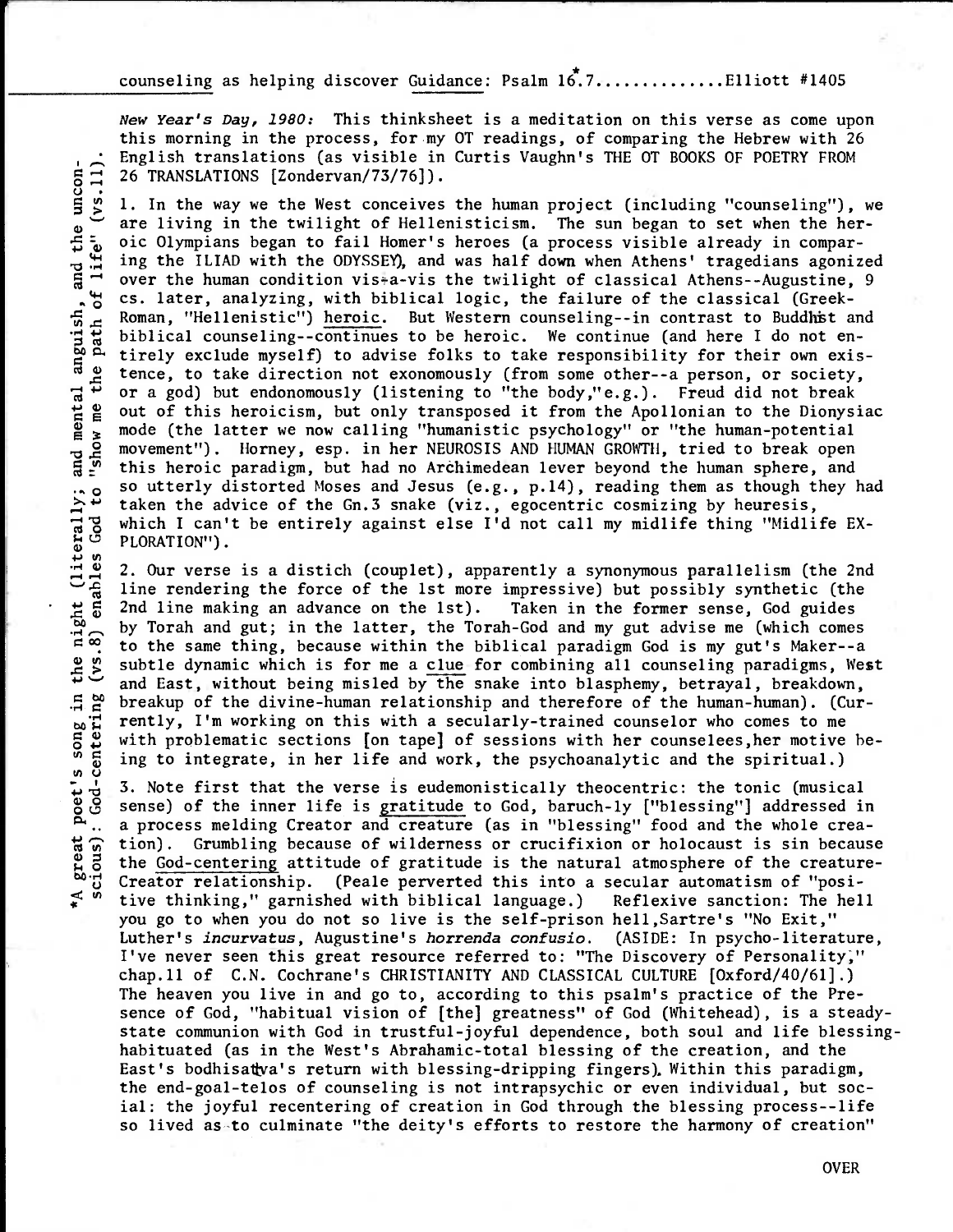counseling as helping discover Guidance: Psalm 16*.7.............Elliott #1405

*A great poet's song in the night (literally; and mental anguish, and the unconscious): God-centering (vs.8) enables God to "show me the path of life" (vs.11).

*New Year's Day, 1980:* This thinksheet is a meditation on this verse as come upon this morning in the process, for my OT readings, of comparing the Hebrew with 26 English translations (as visible in Curtis Vaughn's THE OT BOOKS OF POETRY FROM 26 TRANSLATIONS [Zondervan/73/76]).

1. In the way we the West conceives the human project (including "counseling"), we are living in the twilight of Hellenisticism. The sun began to set when the heroic Olympians began to fail Homer's heroes (a process visible already in comparing the ILIAD with the ODYSSEY), and was half down when Athens' tragedians agonized over the human condition vis-a-vis the twilight of classical Athens--Augustine, 9 cs. later, analyzing, with biblical logic, the failure of the classical (Greek-Roman, "Hellenistic") heroic. But Western counseling--in contrast to Buddhist and biblical counseling--continues to be heroic. We continue (and here I do not entirely exclude myself) to advise folks to take responsibility for their own existence, to take direction not exonomously (from some other--a person, or society, or a god) but endonomously (listening to "the body,"e.g.). Freud did not break out of this heroicism, but only transposed it from the Apollonian to the Dionysiac mode (the latter we now calling "humanistic psychology" or "the human-potential movement"). Horney, esp. in her NEUROSIS AND HUMAN GROWTH, tried to break open this heroic paradigm, but had no Archimedean lever beyond the human sphere, and so utterly distorted Moses and Jesus (e.g., p.14), reading them as though they had taken the advice of the Gn.3 snake (viz., egocentric cosmizing by heuresis, which I can't be entirely against else I'd not call my midlife thing "Midlife EXPLORATION").

2. Our verse is a distich (couplet), apparently a synonymous parallelism (the 2nd line rendering the force of the 1st more impressive) but possibly synthetic (the 2nd line making an advance on the 1st). Taken in the former sense, God guides by Torah and gut; in the latter, the Torah-God and my gut advise me (which comes to the same thing, because within the biblical paradigm God is my gut's Maker--a subtle dynamic which is for me a clue for combining all counseling paradigms, West and East, without being misled by the snake into blasphemy, betrayal, breakdown, breakup of the divine-human relationship and therefore of the human-human). (Currently, I'm working on this with a secularly-trained counselor who comes to me with problematic sections [on tape] of sessions with her counselees, her motive being to integrate, in her life and work, the psychoanalytic and the spiritual.)

3. Note first that the verse is eudemonistically theocentric: the tonic (musical sense) of the inner life is gratitude to God, baruch-ly ["blessing"] addressed in a process melding Creator and creature (as in "blessing" food and the whole creation). Grumbling because of wilderness or crucifixion or holocaust is sin because the God-centering attitude of gratitude is the natural atmosphere of the creature-Creator relationship. (Peale perverted this into a secular automatism of "positive thinking," garnished with biblical language.) Reflexive sanction: The hell you go to when you do not so live is the self-prison hell, Sartre's "No Exit," Luther's *incurvatus*, Augustine's *horrenda confusio*. (ASIDE: In psycho-literature, I've never seen this great resource referred to: "The Discovery of Personality," chap.11 of C.N. Cochrane's CHRISTIANITY AND CLASSICAL CULTURE [Oxford/40/61].) The heaven you live in and go to, according to this psalm's practice of the Presence of God, "habitual vision of [the] greatness" of God (Whitehead), is a steady-state communion with God in trustful-joyful dependence, both soul and life blessing-habituated (as in the West's Abrahamic-total blessing of the creation, and the East's bodhisattva's return with blessing-dripping fingers). Within this paradigm, the end-goal-telos of counseling is not intrapsychic or even individual, but social: the joyful recentering of creation in God through the blessing process--life so lived as to culminate "the deity's efforts to restore the harmony of creation"

OVER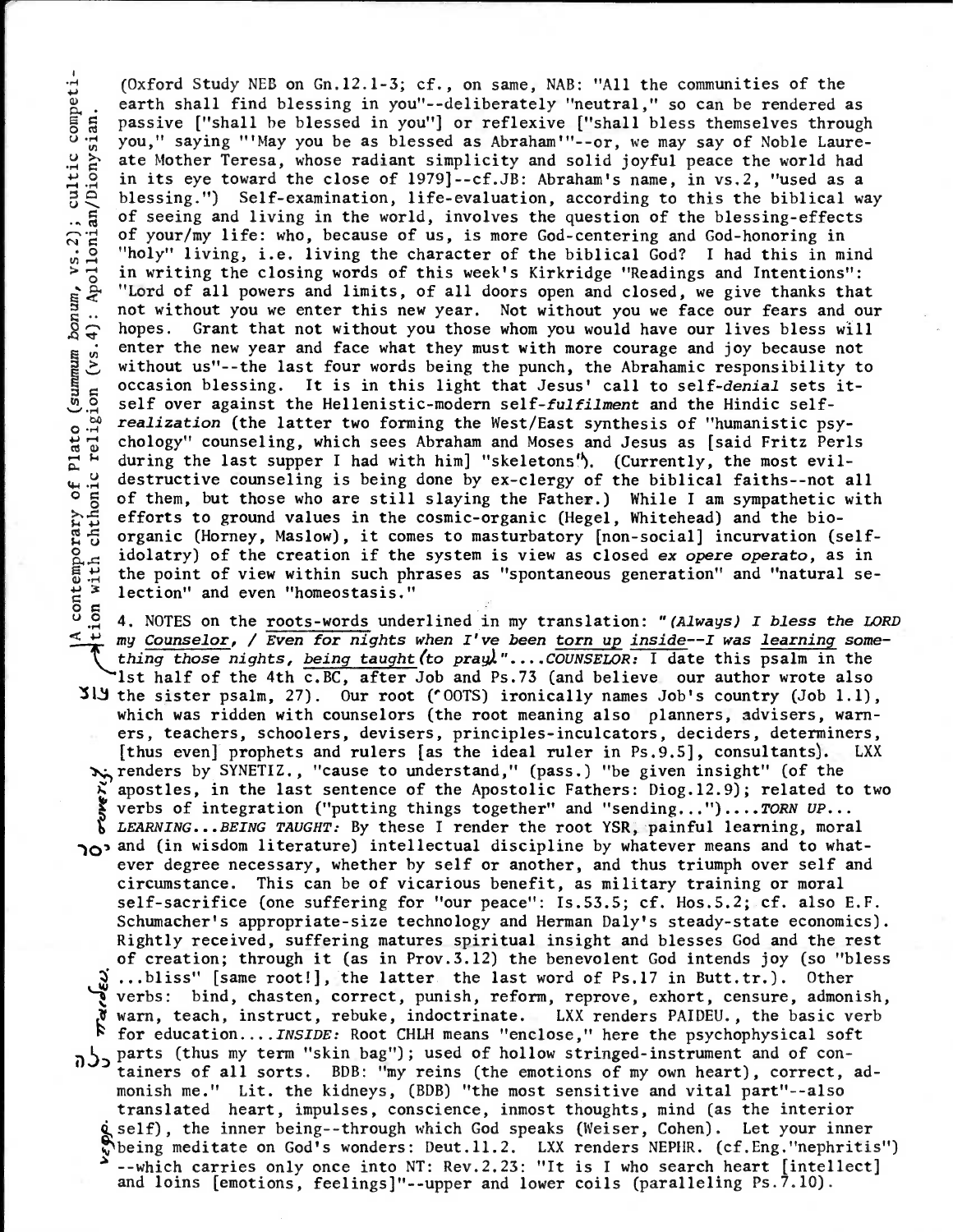(Oxford Study NEB on Gn.12.1-3; cf., on same, NAB: "All the communities of the earth shall find blessing in you"--deliberately "neutral," so can be rendered as passive ["shall be blessed in you"] or reflexive ["shall bless themselves through you," saying "'May you be as blessed as Abraham'"--or, we may say of Noble Laureate Mother Teresa, whose radiant simplicity and solid joyful peace the world had in its eye toward the close of 1979]--cf.JB: Abraham's name, in vs.2, "used as a blessing.") Self-examination, life-evaluation, according to this the biblical way of seeing and living in the world, involves the question of the blessing-effects of your/my life: who, because of us, is more God-centering and God-honoring in "holy" living, i.e. living the character of the biblical God? I had this in mind in writing the closing words of this week's Kirkridge "Readings and Intentions": "Lord of all powers and limits, of all doors open and closed, we give thanks that not without you we enter this new year. Not without you we face our fears and our hopes. Grant that not without you those whom you would have our lives bless will enter the new year and face what they must with more courage and joy because not without us"--the last four words being the punch, the Abrahamic responsibility to occasion blessing. It is in this light that Jesus' call to self-*denial* sets itself over against the Hellenistic-modern self-*fulfilment* and the Hindic self-*realization* (the latter two forming the West/East synthesis of "humanistic psychology" counseling, which sees Abraham and Moses and Jesus as [said Fritz Perls during the last supper I had with him] "skeletons"). (Currently, the most evil-destructive counseling is being done by ex-clergy of the biblical faiths--not all of them, but those who are still slaying the Father.) While I am sympathetic with efforts to ground values in the cosmic-organic (Hegel, Whitehead) and the bio-organic (Horney, Maslow), it comes to masturbatory [non-social] incurvation (self-idolatry) of the creation if the system is view as closed *ex opere operato*, as in the point of view within such phrases as "spontaneous generation" and "natural selection" and even "homeostasis."

[A contemporary of Plato (*summum bonum*, vs.2); cultic competition with chthonic religion (vs.4): Apollonian/Dionysian.]

4. NOTES on the <u>roots-words</u> underlined in my translation: "*(Always) I bless the LORD my <u>Counselor</u>, / <u>Even for nights</u> when I've been <u>torn up</u> <u>inside</u>--I was <u>learning</u> something those nights, <u>being taught</u> (to pray)*"....*COUNSELOR:* I date this psalm in the 1st half of the 4th c.BC, after Job and Ps.73 (and believe our author wrote also the sister psalm, 27). Our root ('OOTS) ironically names Job's country (Job 1.1), which was ridden with counselors (the root meaning also planners, advisers, warners, teachers, schoolers, devisers, principles-inculcators, deciders, determiners, [thus even] prophets and rulers [as the ideal ruler in Ps.9.5], consultants). LXX renders by SYNETIZ., "cause to understand," (pass.) "be given insight" (of the apostles, in the last sentence of the Apostolic Fathers: Diog.12.9); related to two verbs of integration ("putting things together" and "sending...")....*TORN UP... LEARNING...BEING TAUGHT:* By these I render the root YSR, painful learning, moral and (in wisdom literature) intellectual discipline by whatever means and to whatever degree necessary, whether by self or another, and thus triumph over self and circumstance. This can be of vicarious benefit, as military training or moral self-sacrifice (one suffering for "our peace": Is.53.5; cf. Hos.5.2; cf. also E.F. Schumacher's appropriate-size technology and Herman Daly's steady-state economics). Rightly received, suffering matures spiritual insight and blesses God and the rest of creation; through it (as in Prov.3.12) the benevolent God intends joy (so "bless ...bliss" [same root!], the latter the last word of Ps.17 in Butt.tr.). Other verbs: bind, chasten, correct, punish, reform, reprove, exhort, censure, admonish, warn, teach, instruct, rebuke, indoctrinate. LXX renders PAIDEU., the basic verb for education....*INSIDE:* Root CHLH means "enclose," here the psychophysical soft parts (thus my term "skin bag"); used of hollow stringed-instrument and of containers of all sorts. BDB: "my reins (the emotions of my own heart), correct, admonish me." Lit. the kidneys, (BDB) "the most sensitive and vital part"--also translated heart, impulses, conscience, inmost thoughts, mind (as the interior self), the inner being--through which God speaks (Weiser, Cohen). Let your inner being meditate on God's wonders: Deut.11.2. LXX renders NEPHR. (cf.Eng."nephritis") --which carries only once into NT: Rev.2.23: "It is I who search heart [intellect] and loins [emotions, feelings]"--upper and lower coils (paralleling Ps.7.10).